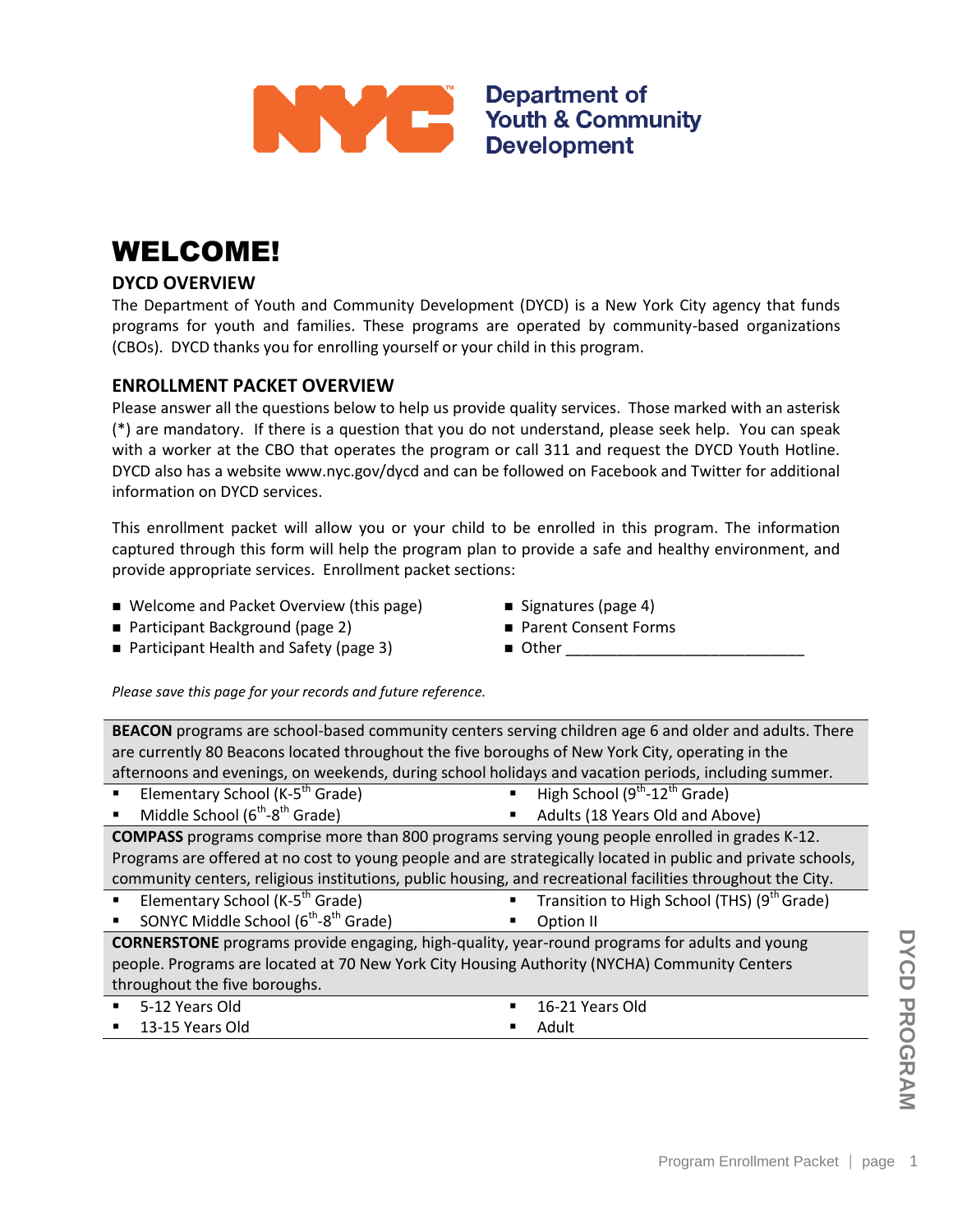Department of Youth & Community Development

# WELCOME!

## DYCD OVERVIEW

The Department of Youth and Community Development (DYCD) is a New York City agency that funds programs for youth and families. These programs are operated by community-based organizations (CBOs). DYCD thanks you for enrolling yourself or your child in this program.

## ENROLLMENT PACKET OVERVIEW

Please answer all the questions below to help us provide quality services. Those marked with an asterisk (*) are mandatory. If there is a question that you do not understand, please seek help. You can speak with a worker at the CBO that operates the program or call 311 and request the DYCD Youth Hotline. DYCD also has a website www.nyc.gov/dycd and can be followed on Facebook and Twitter for additional information on DYCD services.

This enrollment packet will allow you or your child to be enrolled in this program. The information captured through this form will help the program plan to provide a safe and healthy environment, and provide appropriate services. Enrollment packet sections:

- Welcome and Packet Overview (this page)
- Participant Background (page 2)
- Participant Health and Safety (page 3)
- Signatures (page 4)
- Parent Consent Forms
- Other ____________________________

*Please save this page for your records and future reference.*

**BEACON** programs are school-based community centers serving children age 6 and older and adults. There are currently 80 Beacons located throughout the five boroughs of New York City, operating in the afternoons and evenings, on weekends, during school holidays and vacation periods, including summer.

- Elementary School (K-5th Grade)
- Middle School (6th-8th Grade)
- High School (9th-12th Grade)
- Adults (18 Years Old and Above)

**COMPASS** programs comprise more than 800 programs serving young people enrolled in grades K-12. Programs are offered at no cost to young people and are strategically located in public and private schools, community centers, religious institutions, public housing, and recreational facilities throughout the City.

- Elementary School (K-5th Grade)
- SONYC Middle School (6th-8th Grade)
- Transition to High School (THS) (9th Grade)
- Option II

**CORNERSTONE** programs provide engaging, high-quality, year-round programs for adults and young people. Programs are located at 70 New York City Housing Authority (NYCHA) Community Centers throughout the five boroughs.

- 5-12 Years Old
- 13-15 Years Old
- 16-21 Years Old
- Adult

DYCD PROGRAM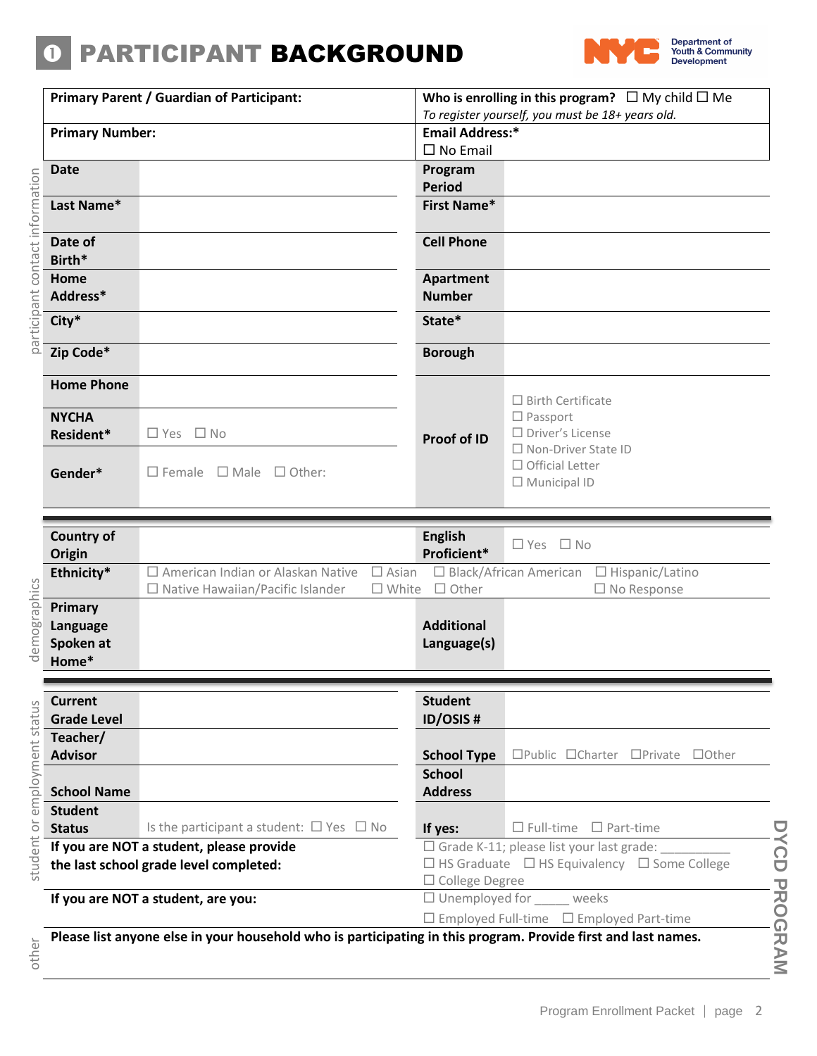# ❶ PARTICIPANT BACKGROUND

Department of Youth & Community Development

| Primary Parent / Guardian of Participant: | Who is enrolling in this program? ☐ My child ☐ Me<br>*To register yourself, you must be 18+ years old.* |
|---|---|
| **Primary Number:** | **Email Address:***<br>☐ No Email |

**participant contact information**

| | | | |
|---|---|---|---|
| **Date** | | **Program Period** | |
| **Last Name*** | | **First Name*** | |
| **Date of Birth*** | | **Cell Phone** | |
| **Home Address*** | | **Apartment Number** | |
| **City*** | | **State*** | |
| **Zip Code*** | | **Borough** | |
| **Home Phone** | | **Proof of ID** | ☐ Birth Certificate<br>☐ Passport<br>☐ Driver's License<br>☐ Non-Driver State ID<br>☐ Official Letter<br>☐ Municipal ID |
| **NYCHA Resident*** | ☐ Yes ☐ No | | |
| **Gender*** | ☐ Female ☐ Male ☐ Other: | | |

**demographics**

| | | | |
|---|---|---|---|
| **Country of Origin** | | **English Proficient*** | ☐ Yes ☐ No |
| **Ethnicity*** | ☐ American Indian or Alaskan Native ☐ Asian ☐ Black/African American ☐ Hispanic/Latino<br>☐ Native Hawaiian/Pacific Islander ☐ White ☐ Other ☐ No Response | | |
| **Primary Language Spoken at Home*** | | **Additional Language(s)** | |

**student or employment status**

| | | | |
|---|---|---|---|
| **Current Grade Level** | | **Student ID/OSIS #** | |
| **Teacher/ Advisor** | | **School Type** | ☐Public ☐Charter ☐Private ☐Other |
| **School Name** | | **School Address** | |
| **Student Status** | Is the participant a student: ☐ Yes ☐ No | **If yes:** | ☐ Full-time ☐ Part-time |
| **If you are NOT a student, please provide the last school grade level completed:** | | ☐ Grade K-11; please list your last grade: __________<br>☐ HS Graduate ☐ HS Equivalency ☐ Some College<br>☐ College Degree | |
| **If you are NOT a student, are you:** | | ☐ Unemployed for _____ weeks<br>☐ Employed Full-time ☐ Employed Part-time | |

**other**

**Please list anyone else in your household who is participating in this program. Provide first and last names.**

DYCD PROGRAM

Program Enrollment Packet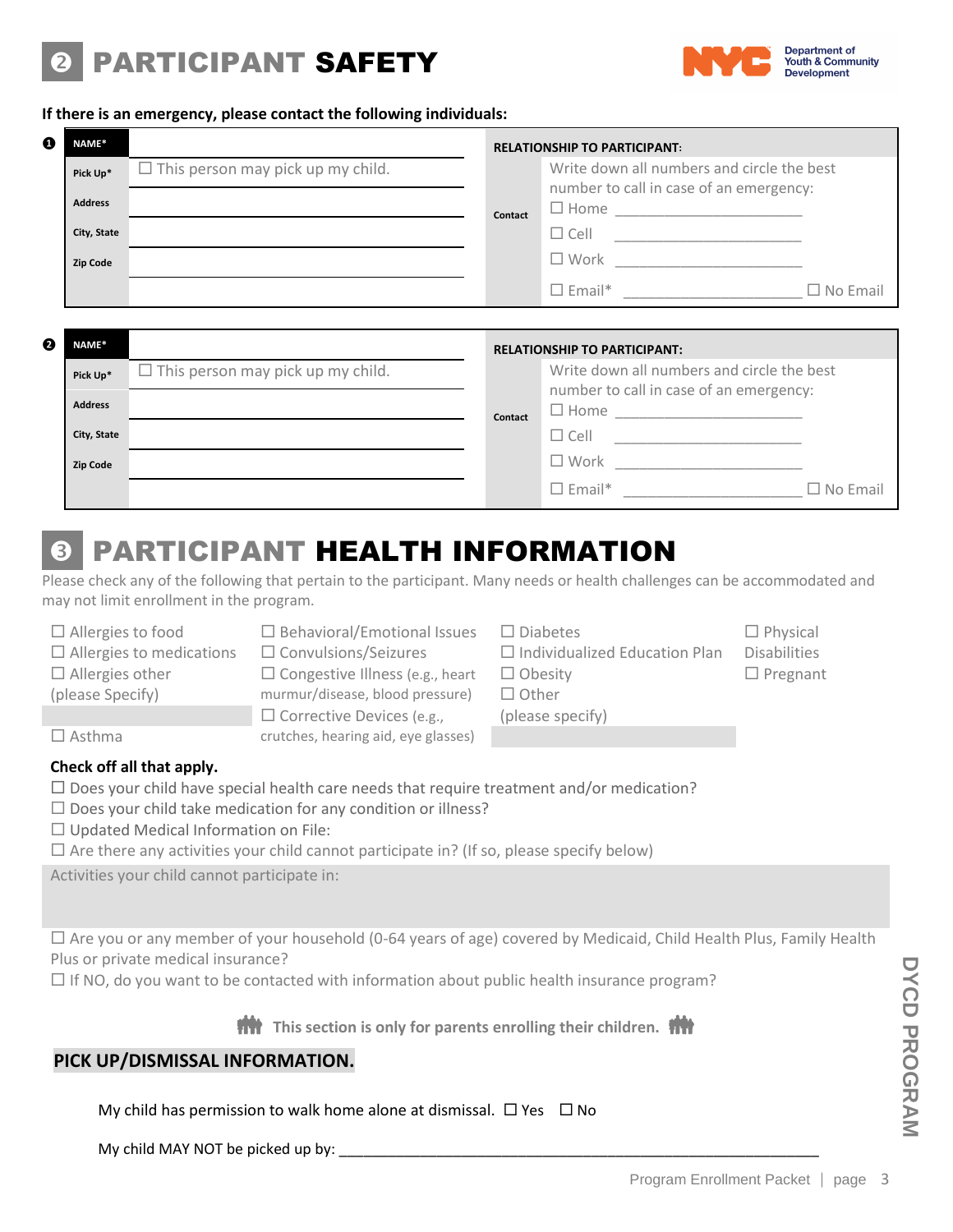# ❷ PARTICIPANT SAFETY

Department of Youth & Community Development

**If there is an emergency, please contact the following individuals:**

**❶**

| NAME* | | RELATIONSHIP TO PARTICIPANT: | |
|---|---|---|---|
| Pick Up* | ☐ This person may pick up my child. | Contact | Write down all numbers and circle the best number to call in case of an emergency: |
| Address | | | ☐ Home ____________________ |
| City, State | | | ☐ Cell ____________________ |
| Zip Code | | | ☐ Work ____________________ |
| | | | ☐ Email* ____________________ ☐ No Email |

**❷**

| NAME* | | RELATIONSHIP TO PARTICIPANT: | |
|---|---|---|---|
| Pick Up* | ☐ This person may pick up my child. | Contact | Write down all numbers and circle the best number to call in case of an emergency: |
| Address | | | ☐ Home ____________________ |
| City, State | | | ☐ Cell ____________________ |
| Zip Code | | | ☐ Work ____________________ |
| | | | ☐ Email* ____________________ ☐ No Email |

# ❸ PARTICIPANT HEALTH INFORMATION

Please check any of the following that pertain to the participant. Many needs or health challenges can be accommodated and may not limit enrollment in the program.

- ☐ Allergies to food
- ☐ Allergies to medications
- ☐ Allergies other (please Specify)
- ☐ Asthma
- ☐ Behavioral/Emotional Issues
- ☐ Convulsions/Seizures
- ☐ Congestive Illness (e.g., heart murmur/disease, blood pressure)
- ☐ Corrective Devices (e.g., crutches, hearing aid, eye glasses)
- ☐ Diabetes
- ☐ Individualized Education Plan
- ☐ Obesity
- ☐ Other (please specify)
- ☐ Physical Disabilities
- ☐ Pregnant

**Check off all that apply.**

- ☐ Does your child have special health care needs that require treatment and/or medication?
- ☐ Does your child take medication for any condition or illness?
- ☐ Updated Medical Information on File:
- ☐ Are there any activities your child cannot participate in? (If so, please specify below)

Activities your child cannot participate in:

- ☐ Are you or any member of your household (0-64 years of age) covered by Medicaid, Child Health Plus, Family Health Plus or private medical insurance?
- ☐ If NO, do you want to be contacted with information about public health insurance program?

**This section is only for parents enrolling their children.**

## PICK UP/DISMISSAL INFORMATION.

My child has permission to walk home alone at dismissal. ☐ Yes ☐ No

My child MAY NOT be picked up by: ______________________________________________

DYCD PROGRAM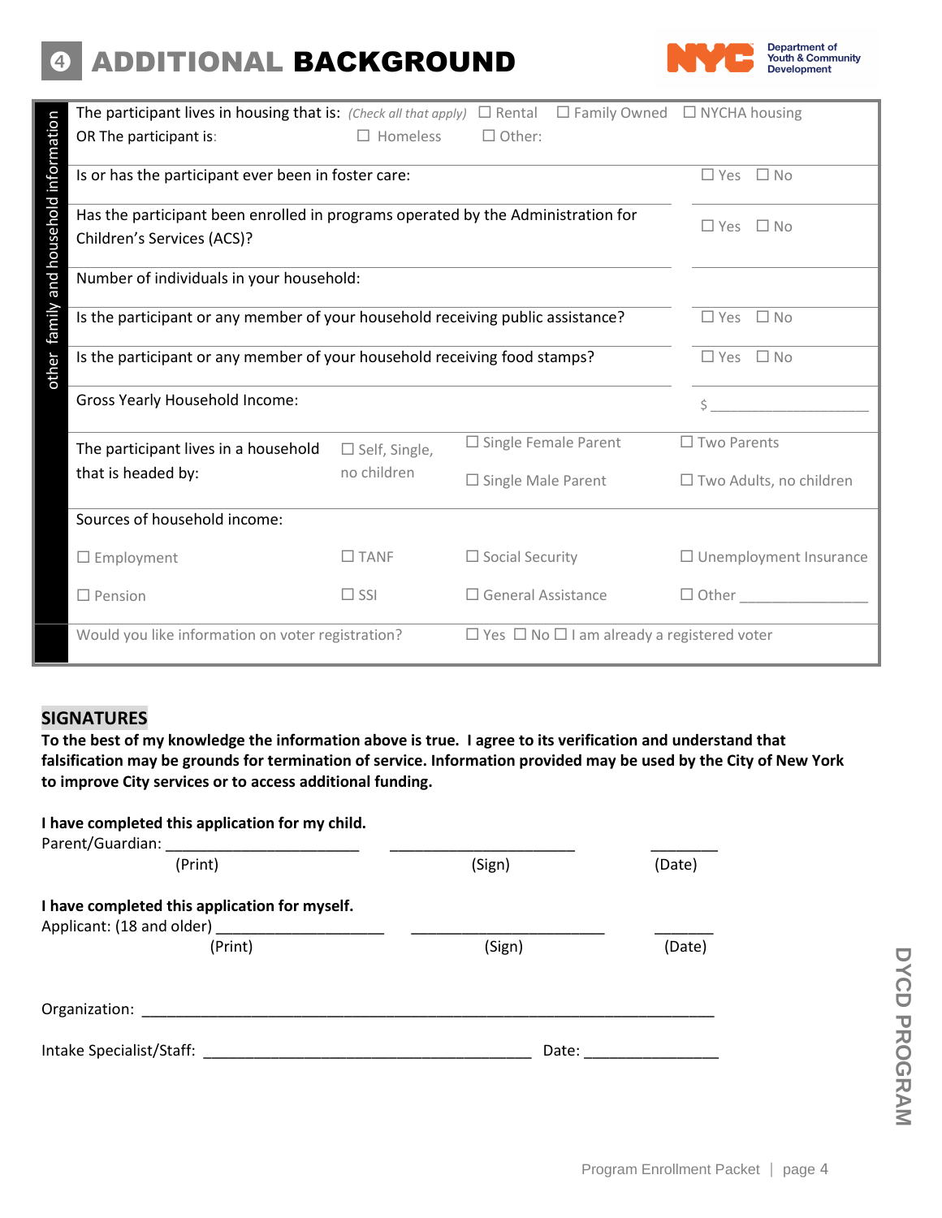# ④ ADDITIONAL BACKGROUND

**other family and household information**

| | | | |
|---|---|---|---|
| The participant lives in housing that is: *(Check all that apply)* | ☐ Rental | ☐ Family Owned | ☐ NYCHA housing |
| OR The participant is: | ☐ Homeless | ☐ Other: | |
| Is or has the participant ever been in foster care: | | | ☐ Yes ☐ No |
| Has the participant been enrolled in programs operated by the Administration for Children's Services (ACS)? | | | ☐ Yes ☐ No |
| Number of individuals in your household: | | | |
| Is the participant or any member of your household receiving public assistance? | | | ☐ Yes ☐ No |
| Is the participant or any member of your household receiving food stamps? | | | ☐ Yes ☐ No |
| Gross Yearly Household Income: | | | $ ________________ |
| The participant lives in a household that is headed by: | ☐ Self, Single, no children | ☐ Single Female Parent | ☐ Two Parents |
| | | ☐ Single Male Parent | ☐ Two Adults, no children |
| Sources of household income: | | | |
| ☐ Employment | ☐ TANF | ☐ Social Security | ☐ Unemployment Insurance |
| ☐ Pension | ☐ SSI | ☐ General Assistance | ☐ Other ______________ |
| Would you like information on voter registration? | | ☐ Yes ☐ No ☐ I am already a registered voter | |

## SIGNATURES

**To the best of my knowledge the information above is true. I agree to its verification and understand that falsification may be grounds for termination of service. Information provided may be used by the City of New York to improve City services or to access additional funding.**

**I have completed this application for my child.**

Parent/Guardian: ______________________ ______________________ ________

(Print) (Sign) (Date)

**I have completed this application for myself.**

Applicant: (18 and older) ____________________ ______________________ _______

(Print) (Sign) (Date)

Organization: ______________________________________________________________________

Intake Specialist/Staff: ______________________________________ Date: _______________

DYCD PROGRAM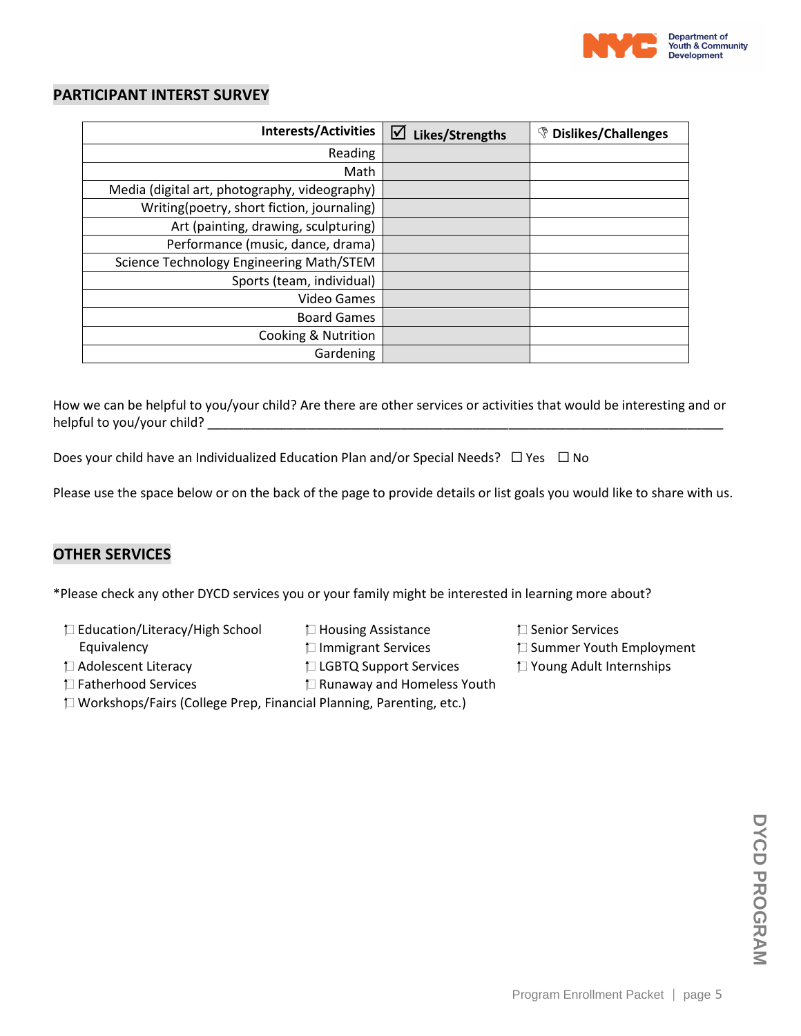## PARTICIPANT INTERST SURVEY

| Interests/Activities | ☑ Likes/Strengths | 👎 Dislikes/Challenges |
|---|---|---|
| Reading | | |
| Math | | |
| Media (digital art, photography, videography) | | |
| Writing(poetry, short fiction, journaling) | | |
| Art (painting, drawing, sculpturing) | | |
| Performance (music, dance, drama) | | |
| Science Technology Engineering Math/STEM | | |
| Sports (team, individual) | | |
| Video Games | | |
| Board Games | | |
| Cooking & Nutrition | | |
| Gardening | | |

How we can be helpful to you/your child? Are there are other services or activities that would be interesting and or helpful to you/your child? ___________________________________________________________________________

Does your child have an Individualized Education Plan and/or Special Needs? ☐ Yes ☐ No

Please use the space below or on the back of the page to provide details or list goals you would like to share with us.

## OTHER SERVICES

*Please check any other DYCD services you or your family might be interested in learning more about?

- ☐ Education/Literacy/High School Equivalency
- ☐ Adolescent Literacy
- ☐ Fatherhood Services
- ☐ Housing Assistance
- ☐ Immigrant Services
- ☐ LGBTQ Support Services
- ☐ Runaway and Homeless Youth
- ☐ Senior Services
- ☐ Summer Youth Employment
- ☐ Young Adult Internships
- ☐ Workshops/Fairs (College Prep, Financial Planning, Parenting, etc.)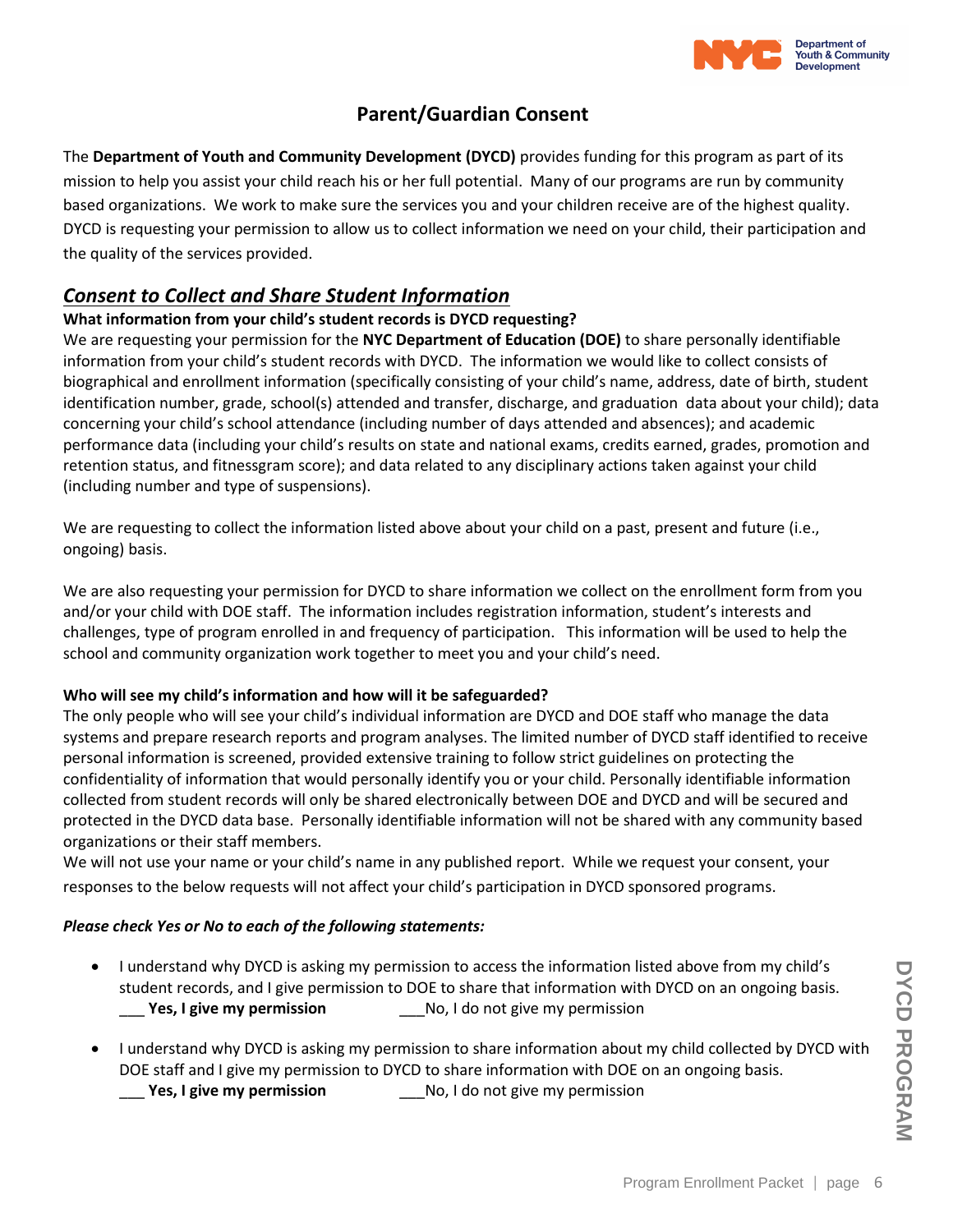# Parent/Guardian Consent

The **Department of Youth and Community Development (DYCD)** provides funding for this program as part of its mission to help you assist your child reach his or her full potential. Many of our programs are run by community based organizations. We work to make sure the services you and your children receive are of the highest quality. DYCD is requesting your permission to allow us to collect information we need on your child, their participation and the quality of the services provided.

## ***Consent to Collect and Share Student Information***

**What information from your child's student records is DYCD requesting?**

We are requesting your permission for the **NYC Department of Education (DOE)** to share personally identifiable information from your child's student records with DYCD. The information we would like to collect consists of biographical and enrollment information (specifically consisting of your child's name, address, date of birth, student identification number, grade, school(s) attended and transfer, discharge, and graduation data about your child); data concerning your child's school attendance (including number of days attended and absences); and academic performance data (including your child's results on state and national exams, credits earned, grades, promotion and retention status, and fitnessgram score); and data related to any disciplinary actions taken against your child (including number and type of suspensions).

We are requesting to collect the information listed above about your child on a past, present and future (i.e., ongoing) basis.

We are also requesting your permission for DYCD to share information we collect on the enrollment form from you and/or your child with DOE staff. The information includes registration information, student's interests and challenges, type of program enrolled in and frequency of participation. This information will be used to help the school and community organization work together to meet you and your child's need.

**Who will see my child's information and how will it be safeguarded?**

The only people who will see your child's individual information are DYCD and DOE staff who manage the data systems and prepare research reports and program analyses. The limited number of DYCD staff identified to receive personal information is screened, provided extensive training to follow strict guidelines on protecting the confidentiality of information that would personally identify you or your child. Personally identifiable information collected from student records will only be shared electronically between DOE and DYCD and will be secured and protected in the DYCD data base. Personally identifiable information will not be shared with any community based organizations or their staff members.

We will not use your name or your child's name in any published report. While we request your consent, your responses to the below requests will not affect your child's participation in DYCD sponsored programs.

***Please check Yes or No to each of the following statements:***

- I understand why DYCD is asking my permission to access the information listed above from my child's student records, and I give permission to DOE to share that information with DYCD on an ongoing basis.
  ___ **Yes, I give my permission** ___No, I do not give my permission

- I understand why DYCD is asking my permission to share information about my child collected by DYCD with DOE staff and I give my permission to DYCD to share information with DOE on an ongoing basis.
  ___ **Yes, I give my permission** ___No, I do not give my permission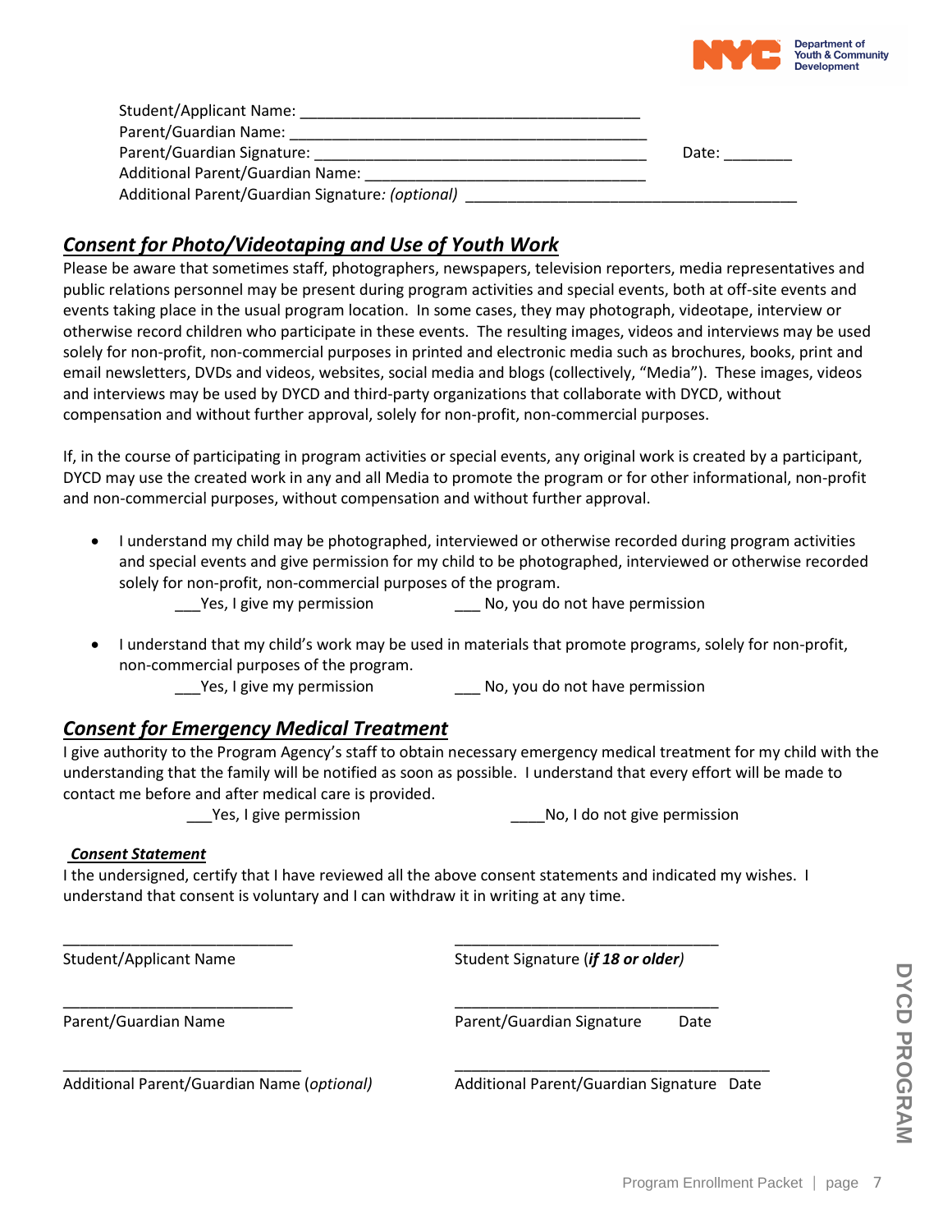Student/Applicant Name: ________________________________________

Parent/Guardian Name: __________________________________________

Parent/Guardian Signature: _______________________________________ Date: ________

Additional Parent/Guardian Name: ________________________________

Additional Parent/Guardian Signature*: (optional)* ______________________________________

## ***Consent for Photo/Videotaping and Use of Youth Work***

Please be aware that sometimes staff, photographers, newspapers, television reporters, media representatives and public relations personnel may be present during program activities and special events, both at off-site events and events taking place in the usual program location. In some cases, they may photograph, videotape, interview or otherwise record children who participate in these events. The resulting images, videos and interviews may be used solely for non-profit, non-commercial purposes in printed and electronic media such as brochures, books, print and email newsletters, DVDs and videos, websites, social media and blogs (collectively, "Media"). These images, videos and interviews may be used by DYCD and third-party organizations that collaborate with DYCD, without compensation and without further approval, solely for non-profit, non-commercial purposes.

If, in the course of participating in program activities or special events, any original work is created by a participant, DYCD may use the created work in any and all Media to promote the program or for other informational, non-profit and non-commercial purposes, without compensation and without further approval.

- I understand my child may be photographed, interviewed or otherwise recorded during program activities and special events and give permission for my child to be photographed, interviewed or otherwise recorded solely for non-profit, non-commercial purposes of the program.

  ___Yes, I give my permission ___ No, you do not have permission

- I understand that my child's work may be used in materials that promote programs, solely for non-profit, non-commercial purposes of the program.

  ___Yes, I give my permission ___ No, you do not have permission

## ***Consent for Emergency Medical Treatment***

I give authority to the Program Agency's staff to obtain necessary emergency medical treatment for my child with the understanding that the family will be notified as soon as possible. I understand that every effort will be made to contact me before and after medical care is provided.

___Yes, I give permission ____No, I do not give permission

***Consent Statement***

I the undersigned, certify that I have reviewed all the above consent statements and indicated my wishes. I understand that consent is voluntary and I can withdraw it in writing at any time.

___________________________ ________________________________

Student/Applicant Name Student Signature (***if 18 or older****)*

___________________________ ________________________________

Parent/Guardian Name Parent/Guardian Signature Date

____________________________ ______________________________________

Additional Parent/Guardian Name (*optional*) Additional Parent/Guardian Signature Date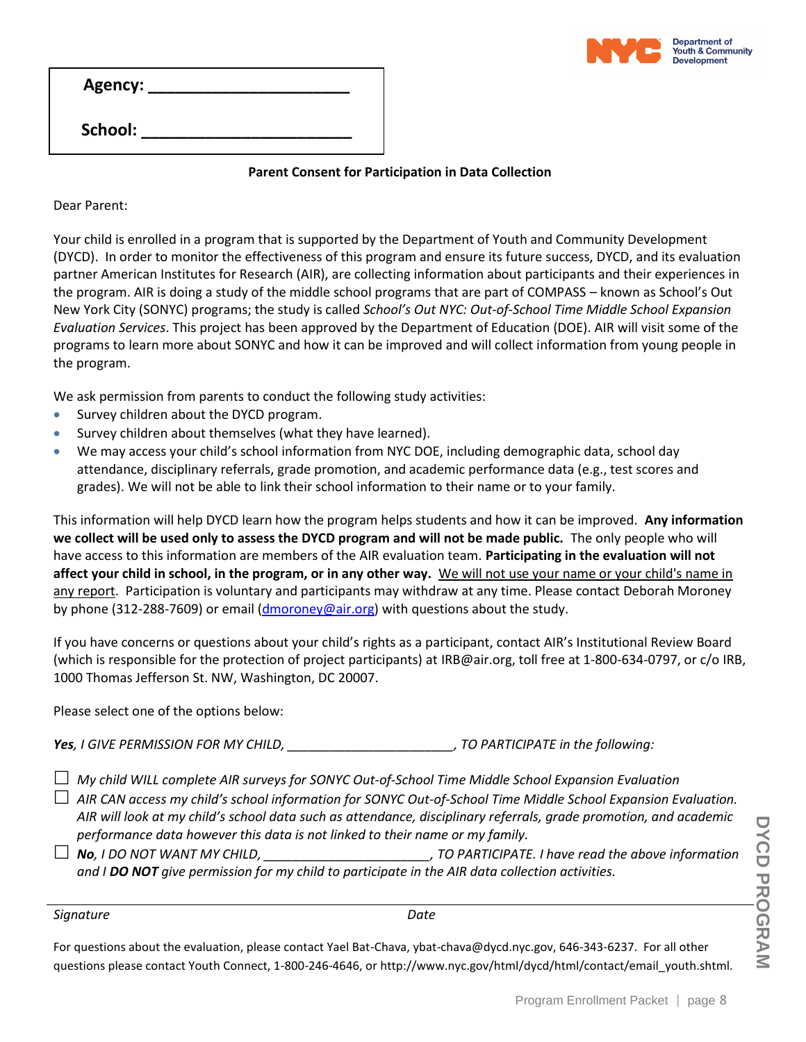Department of Youth & Community Development

**Agency: \_\_\_\_\_\_\_\_\_\_\_\_\_\_\_\_\_\_\_\_\_\_\_**

**School: \_\_\_\_\_\_\_\_\_\_\_\_\_\_\_\_\_\_\_\_\_\_\_\_**

**Parent Consent for Participation in Data Collection**

Dear Parent:

Your child is enrolled in a program that is supported by the Department of Youth and Community Development (DYCD). In order to monitor the effectiveness of this program and ensure its future success, DYCD, and its evaluation partner American Institutes for Research (AIR), are collecting information about participants and their experiences in the program. AIR is doing a study of the middle school programs that are part of COMPASS – known as School's Out New York City (SONYC) programs; the study is called *School's Out NYC: Out-of-School Time Middle School Expansion Evaluation Services*. This project has been approved by the Department of Education (DOE). AIR will visit some of the programs to learn more about SONYC and how it can be improved and will collect information from young people in the program.

We ask permission from parents to conduct the following study activities:

- Survey children about the DYCD program.
- Survey children about themselves (what they have learned).
- We may access your child's school information from NYC DOE, including demographic data, school day attendance, disciplinary referrals, grade promotion, and academic performance data (e.g., test scores and grades). We will not be able to link their school information to their name or to your family.

This information will help DYCD learn how the program helps students and how it can be improved. **Any information we collect will be used only to assess the DYCD program and will not be made public.** The only people who will have access to this information are members of the AIR evaluation team. **Participating in the evaluation will not affect your child in school, in the program, or in any other way.** <u>We will not use your name or your child's name in any report</u>. Participation is voluntary and participants may withdraw at any time. Please contact Deborah Moroney by phone (312-288-7609) or email (dmoroney@air.org) with questions about the study.

If you have concerns or questions about your child's rights as a participant, contact AIR's Institutional Review Board (which is responsible for the protection of project participants) at IRB@air.org, toll free at 1-800-634-0797, or c/o IRB, 1000 Thomas Jefferson St. NW, Washington, DC 20007.

Please select one of the options below:

***Yes**, I GIVE PERMISSION FOR MY CHILD, \_\_\_\_\_\_\_\_\_\_\_\_\_\_\_\_\_\_\_\_\_\_\_, TO PARTICIPATE in the following:*

☐ *My child WILL complete AIR surveys for SONYC Out-of-School Time Middle School Expansion Evaluation*

☐ *AIR CAN access my child's school information for SONYC Out-of-School Time Middle School Expansion Evaluation. AIR will look at my child's school data such as attendance, disciplinary referrals, grade promotion, and academic performance data however this data is not linked to their name or my family.*

☐ ***No**, I DO NOT WANT MY CHILD, \_\_\_\_\_\_\_\_\_\_\_\_\_\_\_\_\_\_\_\_\_\_\_, TO PARTICIPATE. I have read the above information and I **DO NOT** give permission for my child to participate in the AIR data collection activities.*

\_\_\_\_\_\_\_\_\_\_\_\_\_\_\_\_\_\_\_\_\_\_\_\_\_\_\_\_\_\_\_\_\_\_\_\_\_\_\_\_\_\_\_\_\_\_\_\_\_\_\_\_\_\_\_\_\_\_

*Signature* *Date*

For questions about the evaluation, please contact Yael Bat-Chava, ybat-chava@dycd.nyc.gov, 646-343-6237. For all other questions please contact Youth Connect, 1-800-246-4646, or http://www.nyc.gov/html/dycd/html/contact/email_youth.shtml.